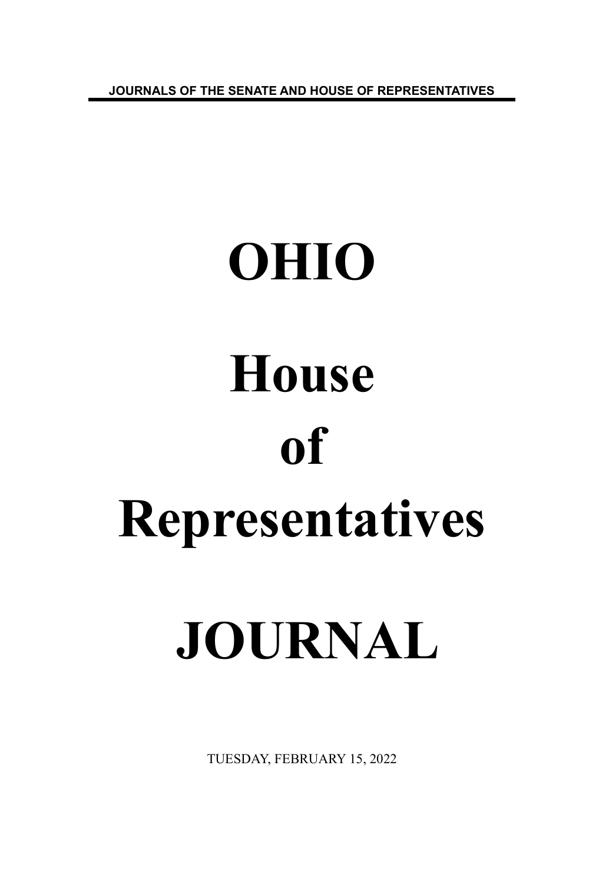JOURNALS OF THE SENATE AND HOUSE OF REPRESENTATIVES

# OHIO

# House

# of

# Representatives

# JOURNAL

TUESDAY, FEBRUARY 15, 2022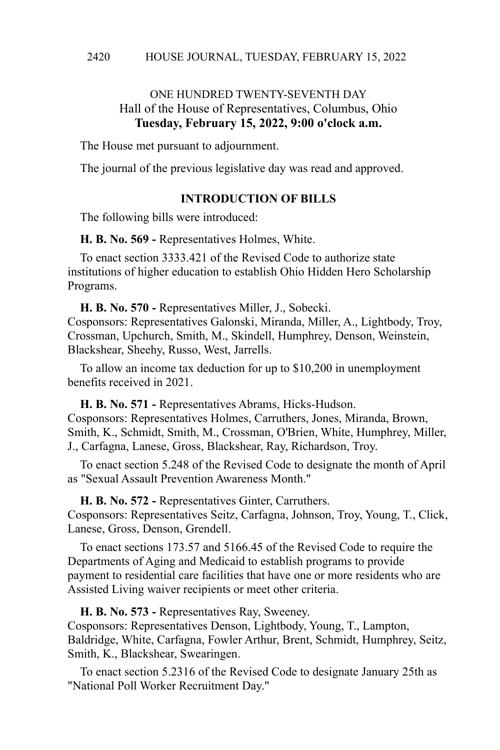ONE HUNDRED TWENTY-SEVENTH DAY
Hall of the House of Representatives, Columbus, Ohio
**Tuesday, February 15, 2022, 9:00 o'clock a.m.**

The House met pursuant to adjournment.

The journal of the previous legislative day was read and approved.

**INTRODUCTION OF BILLS**

The following bills were introduced:

**H. B. No. 569 -** Representatives Holmes, White.

To enact section 3333.421 of the Revised Code to authorize state institutions of higher education to establish Ohio Hidden Hero Scholarship Programs.

**H. B. No. 570 -** Representatives Miller, J., Sobecki.
Cosponsors: Representatives Galonski, Miranda, Miller, A., Lightbody, Troy, Crossman, Upchurch, Smith, M., Skindell, Humphrey, Denson, Weinstein, Blackshear, Sheehy, Russo, West, Jarrells.

To allow an income tax deduction for up to $10,200 in unemployment benefits received in 2021.

**H. B. No. 571 -** Representatives Abrams, Hicks-Hudson.
Cosponsors: Representatives Holmes, Carruthers, Jones, Miranda, Brown, Smith, K., Schmidt, Smith, M., Crossman, O'Brien, White, Humphrey, Miller, J., Carfagna, Lanese, Gross, Blackshear, Ray, Richardson, Troy.

To enact section 5.248 of the Revised Code to designate the month of April as "Sexual Assault Prevention Awareness Month."

**H. B. No. 572 -** Representatives Ginter, Carruthers.
Cosponsors: Representatives Seitz, Carfagna, Johnson, Troy, Young, T., Click, Lanese, Gross, Denson, Grendell.

To enact sections 173.57 and 5166.45 of the Revised Code to require the Departments of Aging and Medicaid to establish programs to provide payment to residential care facilities that have one or more residents who are Assisted Living waiver recipients or meet other criteria.

**H. B. No. 573 -** Representatives Ray, Sweeney.
Cosponsors: Representatives Denson, Lightbody, Young, T., Lampton, Baldridge, White, Carfagna, Fowler Arthur, Brent, Schmidt, Humphrey, Seitz, Smith, K., Blackshear, Swearingen.

To enact section 5.2316 of the Revised Code to designate January 25th as "National Poll Worker Recruitment Day."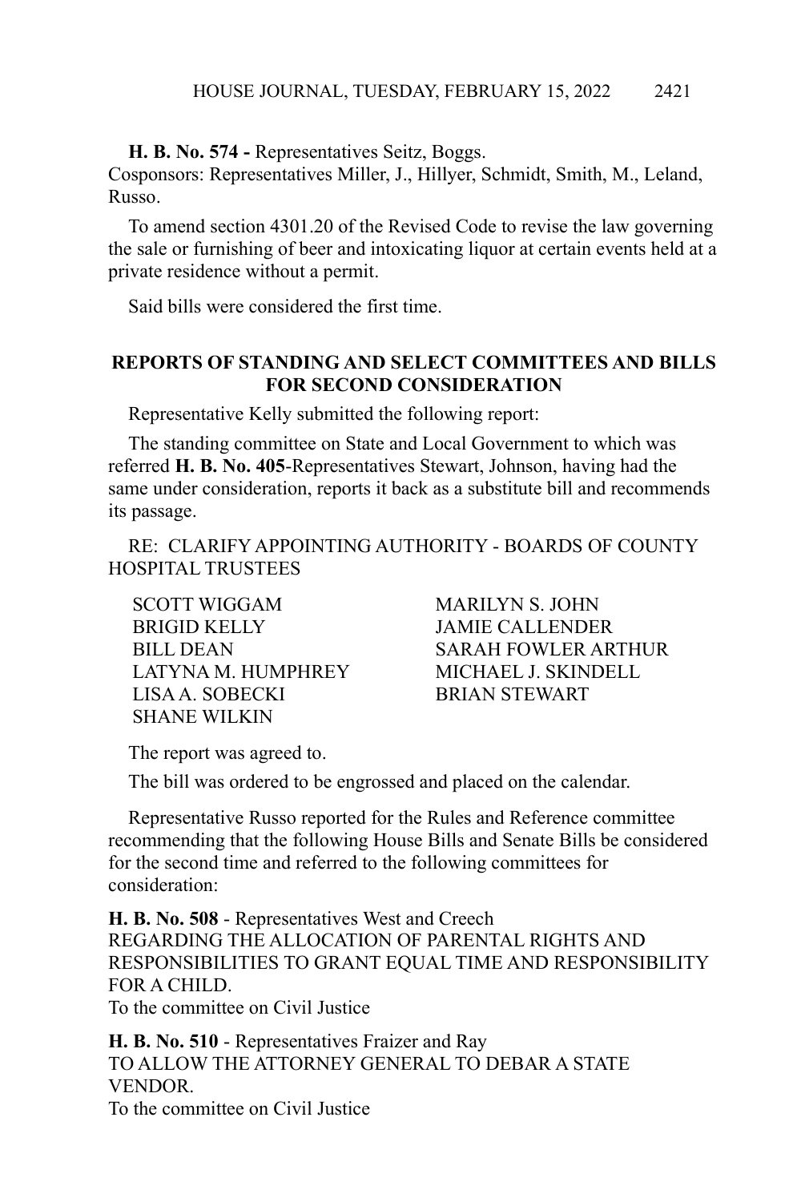**H. B. No. 574 -** Representatives Seitz, Boggs.
Cosponsors: Representatives Miller, J., Hillyer, Schmidt, Smith, M., Leland, Russo.

To amend section 4301.20 of the Revised Code to revise the law governing the sale or furnishing of beer and intoxicating liquor at certain events held at a private residence without a permit.

Said bills were considered the first time.

## REPORTS OF STANDING AND SELECT COMMITTEES AND BILLS FOR SECOND CONSIDERATION

Representative Kelly submitted the following report:

The standing committee on State and Local Government to which was referred **H. B. No. 405**-Representatives Stewart, Johnson, having had the same under consideration, reports it back as a substitute bill and recommends its passage.

RE: CLARIFY APPOINTING AUTHORITY - BOARDS OF COUNTY HOSPITAL TRUSTEES

| | |
|---|---|
| SCOTT WIGGAM | MARILYN S. JOHN |
| BRIGID KELLY | JAMIE CALLENDER |
| BILL DEAN | SARAH FOWLER ARTHUR |
| LATYNA M. HUMPHREY | MICHAEL J. SKINDELL |
| LISA A. SOBECKI | BRIAN STEWART |
| SHANE WILKIN | |

The report was agreed to.

The bill was ordered to be engrossed and placed on the calendar.

Representative Russo reported for the Rules and Reference committee recommending that the following House Bills and Senate Bills be considered for the second time and referred to the following committees for consideration:

**H. B. No. 508** - Representatives West and Creech
REGARDING THE ALLOCATION OF PARENTAL RIGHTS AND RESPONSIBILITIES TO GRANT EQUAL TIME AND RESPONSIBILITY FOR A CHILD.
To the committee on Civil Justice

**H. B. No. 510** - Representatives Fraizer and Ray
TO ALLOW THE ATTORNEY GENERAL TO DEBAR A STATE VENDOR.
To the committee on Civil Justice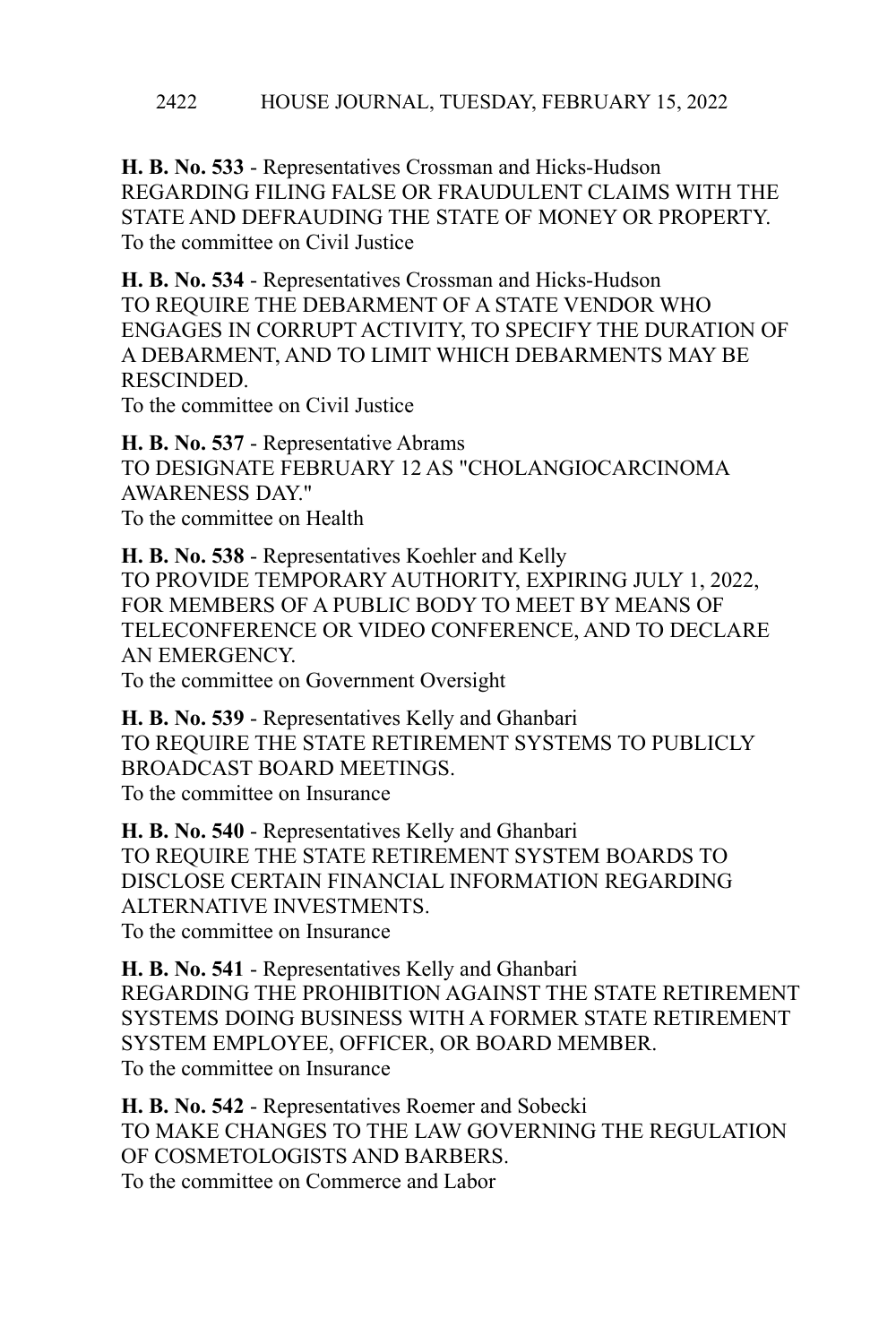**H. B. No. 533** - Representatives Crossman and Hicks-Hudson
REGARDING FILING FALSE OR FRAUDULENT CLAIMS WITH THE STATE AND DEFRAUDING THE STATE OF MONEY OR PROPERTY.
To the committee on Civil Justice

**H. B. No. 534** - Representatives Crossman and Hicks-Hudson
TO REQUIRE THE DEBARMENT OF A STATE VENDOR WHO ENGAGES IN CORRUPT ACTIVITY, TO SPECIFY THE DURATION OF A DEBARMENT, AND TO LIMIT WHICH DEBARMENTS MAY BE RESCINDED.
To the committee on Civil Justice

**H. B. No. 537** - Representative Abrams
TO DESIGNATE FEBRUARY 12 AS "CHOLANGIOCARCINOMA AWARENESS DAY."
To the committee on Health

**H. B. No. 538** - Representatives Koehler and Kelly
TO PROVIDE TEMPORARY AUTHORITY, EXPIRING JULY 1, 2022, FOR MEMBERS OF A PUBLIC BODY TO MEET BY MEANS OF TELECONFERENCE OR VIDEO CONFERENCE, AND TO DECLARE AN EMERGENCY.
To the committee on Government Oversight

**H. B. No. 539** - Representatives Kelly and Ghanbari
TO REQUIRE THE STATE RETIREMENT SYSTEMS TO PUBLICLY BROADCAST BOARD MEETINGS.
To the committee on Insurance

**H. B. No. 540** - Representatives Kelly and Ghanbari
TO REQUIRE THE STATE RETIREMENT SYSTEM BOARDS TO DISCLOSE CERTAIN FINANCIAL INFORMATION REGARDING ALTERNATIVE INVESTMENTS.
To the committee on Insurance

**H. B. No. 541** - Representatives Kelly and Ghanbari
REGARDING THE PROHIBITION AGAINST THE STATE RETIREMENT SYSTEMS DOING BUSINESS WITH A FORMER STATE RETIREMENT SYSTEM EMPLOYEE, OFFICER, OR BOARD MEMBER.
To the committee on Insurance

**H. B. No. 542** - Representatives Roemer and Sobecki
TO MAKE CHANGES TO THE LAW GOVERNING THE REGULATION OF COSMETOLOGISTS AND BARBERS.
To the committee on Commerce and Labor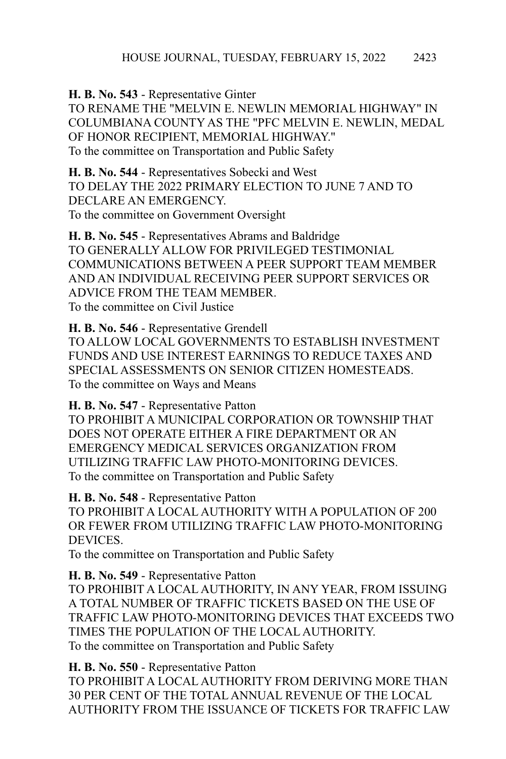**H. B. No. 543** - Representative Ginter
TO RENAME THE "MELVIN E. NEWLIN MEMORIAL HIGHWAY" IN COLUMBIANA COUNTY AS THE "PFC MELVIN E. NEWLIN, MEDAL OF HONOR RECIPIENT, MEMORIAL HIGHWAY."
To the committee on Transportation and Public Safety

**H. B. No. 544** - Representatives Sobecki and West
TO DELAY THE 2022 PRIMARY ELECTION TO JUNE 7 AND TO DECLARE AN EMERGENCY.
To the committee on Government Oversight

**H. B. No. 545** - Representatives Abrams and Baldridge
TO GENERALLY ALLOW FOR PRIVILEGED TESTIMONIAL COMMUNICATIONS BETWEEN A PEER SUPPORT TEAM MEMBER AND AN INDIVIDUAL RECEIVING PEER SUPPORT SERVICES OR ADVICE FROM THE TEAM MEMBER.
To the committee on Civil Justice

**H. B. No. 546** - Representative Grendell
TO ALLOW LOCAL GOVERNMENTS TO ESTABLISH INVESTMENT FUNDS AND USE INTEREST EARNINGS TO REDUCE TAXES AND SPECIAL ASSESSMENTS ON SENIOR CITIZEN HOMESTEADS.
To the committee on Ways and Means

**H. B. No. 547** - Representative Patton
TO PROHIBIT A MUNICIPAL CORPORATION OR TOWNSHIP THAT DOES NOT OPERATE EITHER A FIRE DEPARTMENT OR AN EMERGENCY MEDICAL SERVICES ORGANIZATION FROM UTILIZING TRAFFIC LAW PHOTO-MONITORING DEVICES.
To the committee on Transportation and Public Safety

**H. B. No. 548** - Representative Patton
TO PROHIBIT A LOCAL AUTHORITY WITH A POPULATION OF 200 OR FEWER FROM UTILIZING TRAFFIC LAW PHOTO-MONITORING DEVICES.
To the committee on Transportation and Public Safety

**H. B. No. 549** - Representative Patton
TO PROHIBIT A LOCAL AUTHORITY, IN ANY YEAR, FROM ISSUING A TOTAL NUMBER OF TRAFFIC TICKETS BASED ON THE USE OF TRAFFIC LAW PHOTO-MONITORING DEVICES THAT EXCEEDS TWO TIMES THE POPULATION OF THE LOCAL AUTHORITY.
To the committee on Transportation and Public Safety

**H. B. No. 550** - Representative Patton
TO PROHIBIT A LOCAL AUTHORITY FROM DERIVING MORE THAN 30 PER CENT OF THE TOTAL ANNUAL REVENUE OF THE LOCAL AUTHORITY FROM THE ISSUANCE OF TICKETS FOR TRAFFIC LAW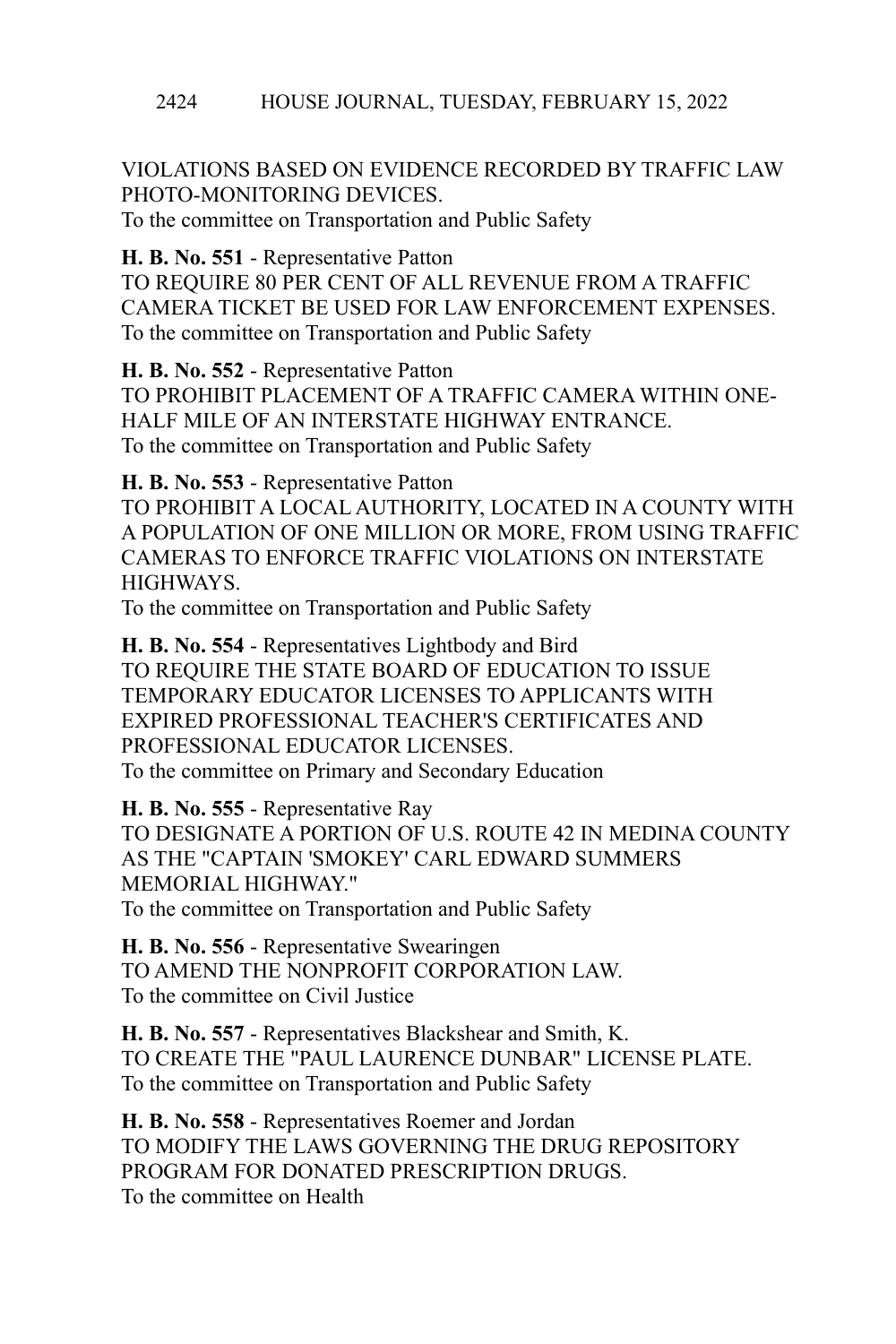VIOLATIONS BASED ON EVIDENCE RECORDED BY TRAFFIC LAW PHOTO-MONITORING DEVICES.
To the committee on Transportation and Public Safety

**H. B. No. 551** - Representative Patton
TO REQUIRE 80 PER CENT OF ALL REVENUE FROM A TRAFFIC CAMERA TICKET BE USED FOR LAW ENFORCEMENT EXPENSES.
To the committee on Transportation and Public Safety

**H. B. No. 552** - Representative Patton
TO PROHIBIT PLACEMENT OF A TRAFFIC CAMERA WITHIN ONE-HALF MILE OF AN INTERSTATE HIGHWAY ENTRANCE.
To the committee on Transportation and Public Safety

**H. B. No. 553** - Representative Patton
TO PROHIBIT A LOCAL AUTHORITY, LOCATED IN A COUNTY WITH A POPULATION OF ONE MILLION OR MORE, FROM USING TRAFFIC CAMERAS TO ENFORCE TRAFFIC VIOLATIONS ON INTERSTATE HIGHWAYS.
To the committee on Transportation and Public Safety

**H. B. No. 554** - Representatives Lightbody and Bird
TO REQUIRE THE STATE BOARD OF EDUCATION TO ISSUE TEMPORARY EDUCATOR LICENSES TO APPLICANTS WITH EXPIRED PROFESSIONAL TEACHER'S CERTIFICATES AND PROFESSIONAL EDUCATOR LICENSES.
To the committee on Primary and Secondary Education

**H. B. No. 555** - Representative Ray
TO DESIGNATE A PORTION OF U.S. ROUTE 42 IN MEDINA COUNTY AS THE "CAPTAIN 'SMOKEY' CARL EDWARD SUMMERS MEMORIAL HIGHWAY."
To the committee on Transportation and Public Safety

**H. B. No. 556** - Representative Swearingen
TO AMEND THE NONPROFIT CORPORATION LAW.
To the committee on Civil Justice

**H. B. No. 557** - Representatives Blackshear and Smith, K.
TO CREATE THE "PAUL LAURENCE DUNBAR" LICENSE PLATE.
To the committee on Transportation and Public Safety

**H. B. No. 558** - Representatives Roemer and Jordan
TO MODIFY THE LAWS GOVERNING THE DRUG REPOSITORY PROGRAM FOR DONATED PRESCRIPTION DRUGS.
To the committee on Health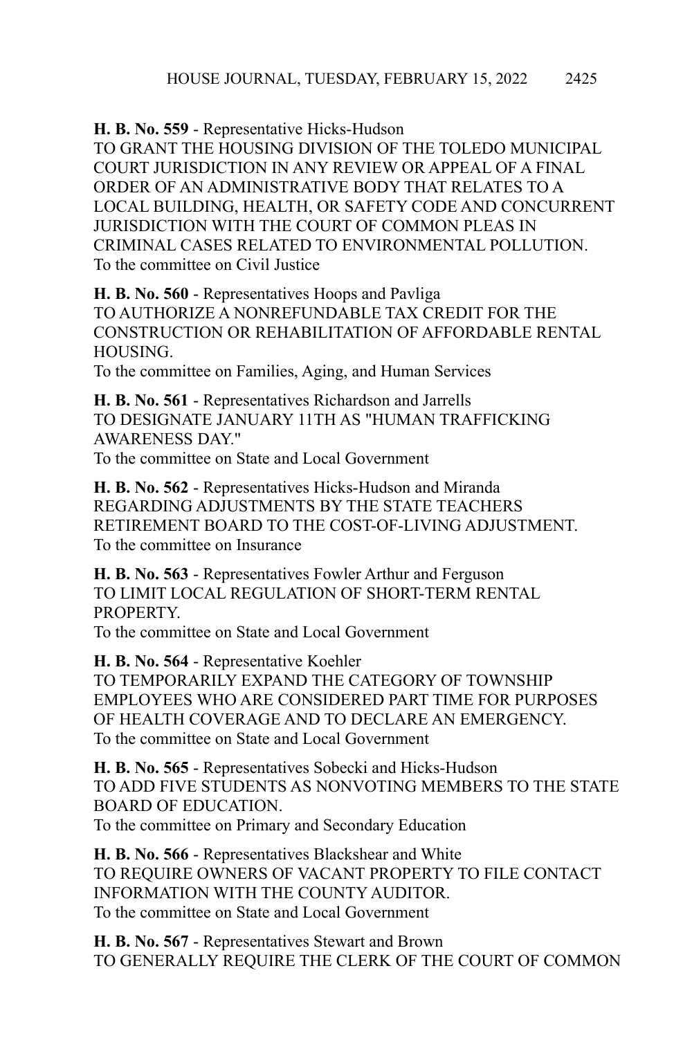**H. B. No. 559** - Representative Hicks-Hudson
TO GRANT THE HOUSING DIVISION OF THE TOLEDO MUNICIPAL COURT JURISDICTION IN ANY REVIEW OR APPEAL OF A FINAL ORDER OF AN ADMINISTRATIVE BODY THAT RELATES TO A LOCAL BUILDING, HEALTH, OR SAFETY CODE AND CONCURRENT JURISDICTION WITH THE COURT OF COMMON PLEAS IN CRIMINAL CASES RELATED TO ENVIRONMENTAL POLLUTION.
To the committee on Civil Justice

**H. B. No. 560** - Representatives Hoops and Pavliga
TO AUTHORIZE A NONREFUNDABLE TAX CREDIT FOR THE CONSTRUCTION OR REHABILITATION OF AFFORDABLE RENTAL HOUSING.
To the committee on Families, Aging, and Human Services

**H. B. No. 561** - Representatives Richardson and Jarrells
TO DESIGNATE JANUARY 11TH AS "HUMAN TRAFFICKING AWARENESS DAY."
To the committee on State and Local Government

**H. B. No. 562** - Representatives Hicks-Hudson and Miranda
REGARDING ADJUSTMENTS BY THE STATE TEACHERS RETIREMENT BOARD TO THE COST-OF-LIVING ADJUSTMENT.
To the committee on Insurance

**H. B. No. 563** - Representatives Fowler Arthur and Ferguson
TO LIMIT LOCAL REGULATION OF SHORT-TERM RENTAL PROPERTY.
To the committee on State and Local Government

**H. B. No. 564** - Representative Koehler
TO TEMPORARILY EXPAND THE CATEGORY OF TOWNSHIP EMPLOYEES WHO ARE CONSIDERED PART TIME FOR PURPOSES OF HEALTH COVERAGE AND TO DECLARE AN EMERGENCY.
To the committee on State and Local Government

**H. B. No. 565** - Representatives Sobecki and Hicks-Hudson
TO ADD FIVE STUDENTS AS NONVOTING MEMBERS TO THE STATE BOARD OF EDUCATION.
To the committee on Primary and Secondary Education

**H. B. No. 566** - Representatives Blackshear and White
TO REQUIRE OWNERS OF VACANT PROPERTY TO FILE CONTACT INFORMATION WITH THE COUNTY AUDITOR.
To the committee on State and Local Government

**H. B. No. 567** - Representatives Stewart and Brown
TO GENERALLY REQUIRE THE CLERK OF THE COURT OF COMMON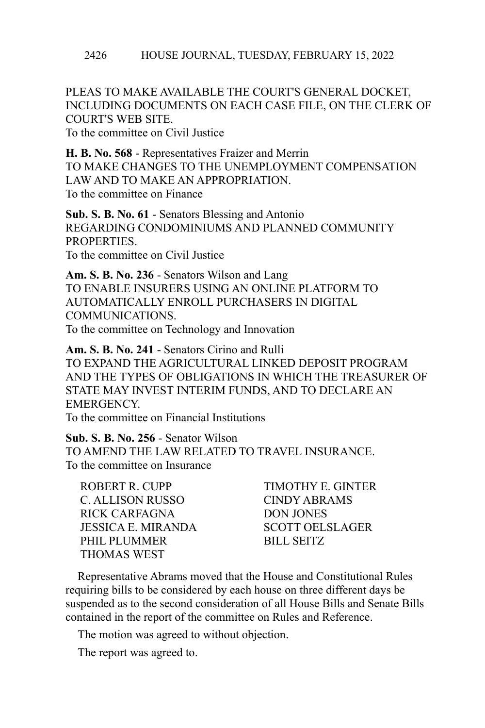PLEAS TO MAKE AVAILABLE THE COURT'S GENERAL DOCKET, INCLUDING DOCUMENTS ON EACH CASE FILE, ON THE CLERK OF COURT'S WEB SITE.
To the committee on Civil Justice

**H. B. No. 568** - Representatives Fraizer and Merrin
TO MAKE CHANGES TO THE UNEMPLOYMENT COMPENSATION LAW AND TO MAKE AN APPROPRIATION.
To the committee on Finance

**Sub. S. B. No. 61** - Senators Blessing and Antonio
REGARDING CONDOMINIUMS AND PLANNED COMMUNITY PROPERTIES.
To the committee on Civil Justice

**Am. S. B. No. 236** - Senators Wilson and Lang
TO ENABLE INSURERS USING AN ONLINE PLATFORM TO AUTOMATICALLY ENROLL PURCHASERS IN DIGITAL COMMUNICATIONS.
To the committee on Technology and Innovation

**Am. S. B. No. 241** - Senators Cirino and Rulli
TO EXPAND THE AGRICULTURAL LINKED DEPOSIT PROGRAM AND THE TYPES OF OBLIGATIONS IN WHICH THE TREASURER OF STATE MAY INVEST INTERIM FUNDS, AND TO DECLARE AN EMERGENCY.
To the committee on Financial Institutions

**Sub. S. B. No. 256** - Senator Wilson
TO AMEND THE LAW RELATED TO TRAVEL INSURANCE.
To the committee on Insurance

ROBERT R. CUPP
C. ALLISON RUSSO
RICK CARFAGNA
JESSICA E. MIRANDA
PHIL PLUMMER
THOMAS WEST
TIMOTHY E. GINTER
CINDY ABRAMS
DON JONES
SCOTT OELSLAGER
BILL SEITZ

Representative Abrams moved that the House and Constitutional Rules requiring bills to be considered by each house on three different days be suspended as to the second consideration of all House Bills and Senate Bills contained in the report of the committee on Rules and Reference.

The motion was agreed to without objection.

The report was agreed to.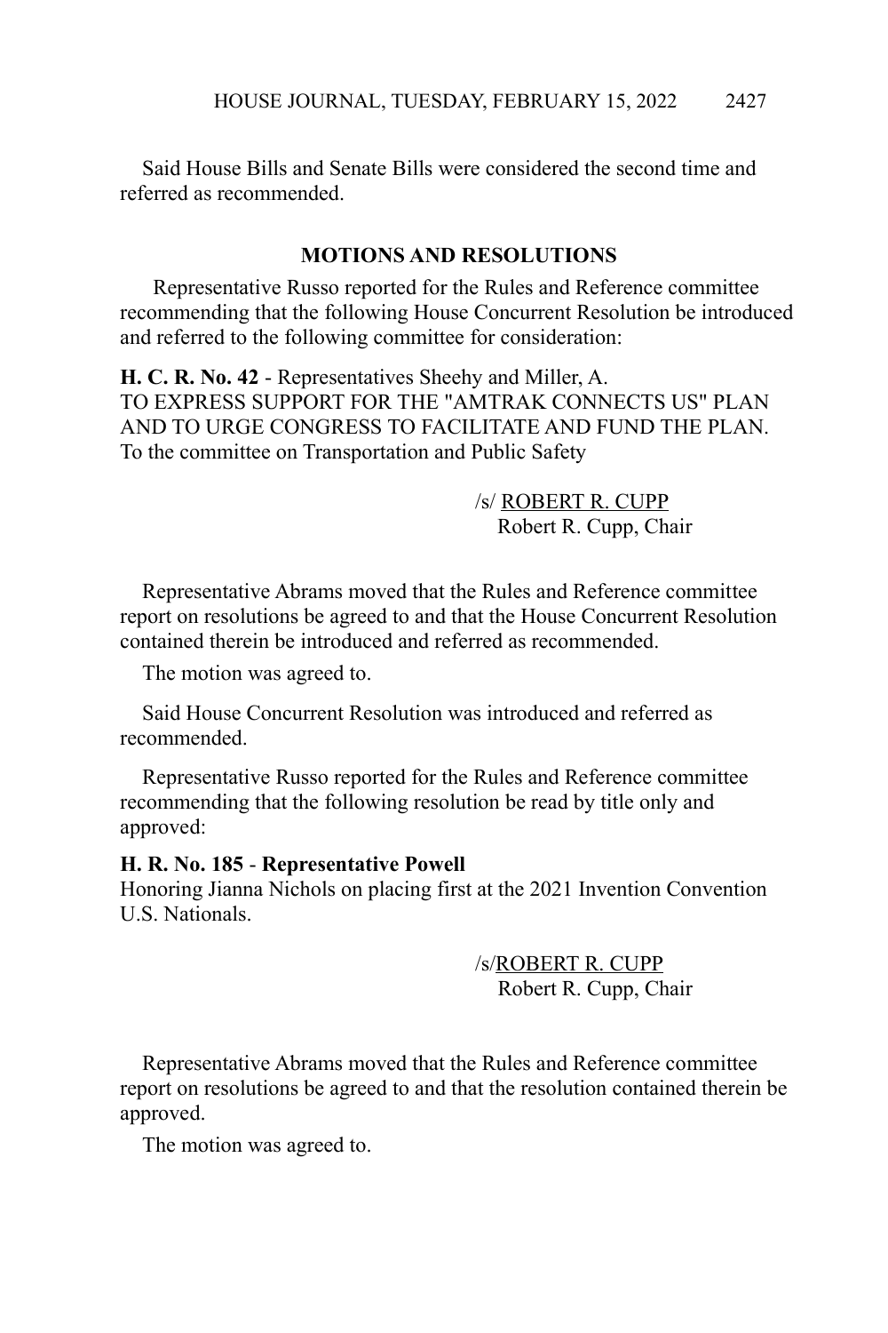Said House Bills and Senate Bills were considered the second time and referred as recommended.

## MOTIONS AND RESOLUTIONS

Representative Russo reported for the Rules and Reference committee recommending that the following House Concurrent Resolution be introduced and referred to the following committee for consideration:

**H. C. R. No. 42** - Representatives Sheehy and Miller, A.
TO EXPRESS SUPPORT FOR THE "AMTRAK CONNECTS US" PLAN AND TO URGE CONGRESS TO FACILITATE AND FUND THE PLAN.
To the committee on Transportation and Public Safety

/s/ ROBERT R. CUPP
Robert R. Cupp, Chair

Representative Abrams moved that the Rules and Reference committee report on resolutions be agreed to and that the House Concurrent Resolution contained therein be introduced and referred as recommended.

The motion was agreed to.

Said House Concurrent Resolution was introduced and referred as recommended.

Representative Russo reported for the Rules and Reference committee recommending that the following resolution be read by title only and approved:

**H. R. No. 185** - **Representative Powell**
Honoring Jianna Nichols on placing first at the 2021 Invention Convention U.S. Nationals.

/s/ROBERT R. CUPP
Robert R. Cupp, Chair

Representative Abrams moved that the Rules and Reference committee report on resolutions be agreed to and that the resolution contained therein be approved.

The motion was agreed to.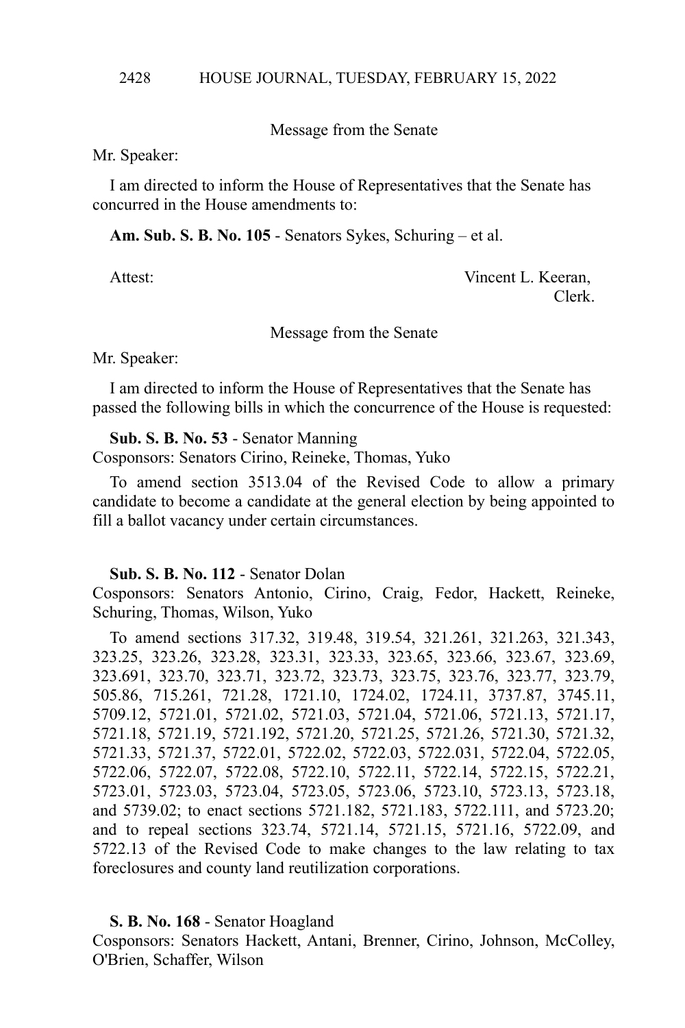Message from the Senate

Mr. Speaker:

I am directed to inform the House of Representatives that the Senate has concurred in the House amendments to:

**Am. Sub. S. B. No. 105** - Senators Sykes, Schuring – et al.

Attest: Vincent L. Keeran,
Clerk.

Message from the Senate

Mr. Speaker:

I am directed to inform the House of Representatives that the Senate has passed the following bills in which the concurrence of the House is requested:

**Sub. S. B. No. 53** - Senator Manning
Cosponsors: Senators Cirino, Reineke, Thomas, Yuko

To amend section 3513.04 of the Revised Code to allow a primary candidate to become a candidate at the general election by being appointed to fill a ballot vacancy under certain circumstances.

**Sub. S. B. No. 112** - Senator Dolan
Cosponsors: Senators Antonio, Cirino, Craig, Fedor, Hackett, Reineke, Schuring, Thomas, Wilson, Yuko

To amend sections 317.32, 319.48, 319.54, 321.261, 321.263, 321.343, 323.25, 323.26, 323.28, 323.31, 323.33, 323.65, 323.66, 323.67, 323.69, 323.691, 323.70, 323.71, 323.72, 323.73, 323.75, 323.76, 323.77, 323.79, 505.86, 715.261, 721.28, 1721.10, 1724.02, 1724.11, 3737.87, 3745.11, 5709.12, 5721.01, 5721.02, 5721.03, 5721.04, 5721.06, 5721.13, 5721.17, 5721.18, 5721.19, 5721.192, 5721.20, 5721.25, 5721.26, 5721.30, 5721.32, 5721.33, 5721.37, 5722.01, 5722.02, 5722.03, 5722.031, 5722.04, 5722.05, 5722.06, 5722.07, 5722.08, 5722.10, 5722.11, 5722.14, 5722.15, 5722.21, 5723.01, 5723.03, 5723.04, 5723.05, 5723.06, 5723.10, 5723.13, 5723.18, and 5739.02; to enact sections 5721.182, 5721.183, 5722.111, and 5723.20; and to repeal sections 323.74, 5721.14, 5721.15, 5721.16, 5722.09, and 5722.13 of the Revised Code to make changes to the law relating to tax foreclosures and county land reutilization corporations.

**S. B. No. 168** - Senator Hoagland
Cosponsors: Senators Hackett, Antani, Brenner, Cirino, Johnson, McColley, O'Brien, Schaffer, Wilson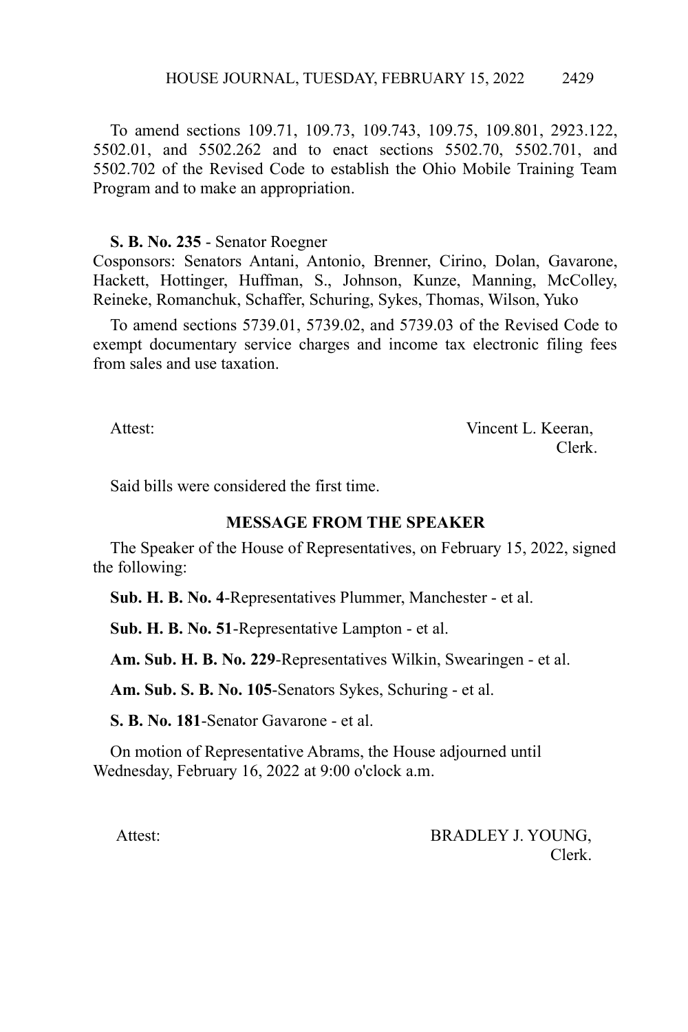To amend sections 109.71, 109.73, 109.743, 109.75, 109.801, 2923.122, 5502.01, and 5502.262 and to enact sections 5502.70, 5502.701, and 5502.702 of the Revised Code to establish the Ohio Mobile Training Team Program and to make an appropriation.

**S. B. No. 235** - Senator Roegner
Cosponsors: Senators Antani, Antonio, Brenner, Cirino, Dolan, Gavarone, Hackett, Hottinger, Huffman, S., Johnson, Kunze, Manning, McColley, Reineke, Romanchuk, Schaffer, Schuring, Sykes, Thomas, Wilson, Yuko

To amend sections 5739.01, 5739.02, and 5739.03 of the Revised Code to exempt documentary service charges and income tax electronic filing fees from sales and use taxation.

Attest: Vincent L. Keeran,
Clerk.

Said bills were considered the first time.

### MESSAGE FROM THE SPEAKER

The Speaker of the House of Representatives, on February 15, 2022, signed the following:

**Sub. H. B. No. 4**-Representatives Plummer, Manchester - et al.

**Sub. H. B. No. 51**-Representative Lampton - et al.

**Am. Sub. H. B. No. 229**-Representatives Wilkin, Swearingen - et al.

**Am. Sub. S. B. No. 105**-Senators Sykes, Schuring - et al.

**S. B. No. 181**-Senator Gavarone - et al.

On motion of Representative Abrams, the House adjourned until Wednesday, February 16, 2022 at 9:00 o'clock a.m.

Attest: BRADLEY J. YOUNG,
Clerk.